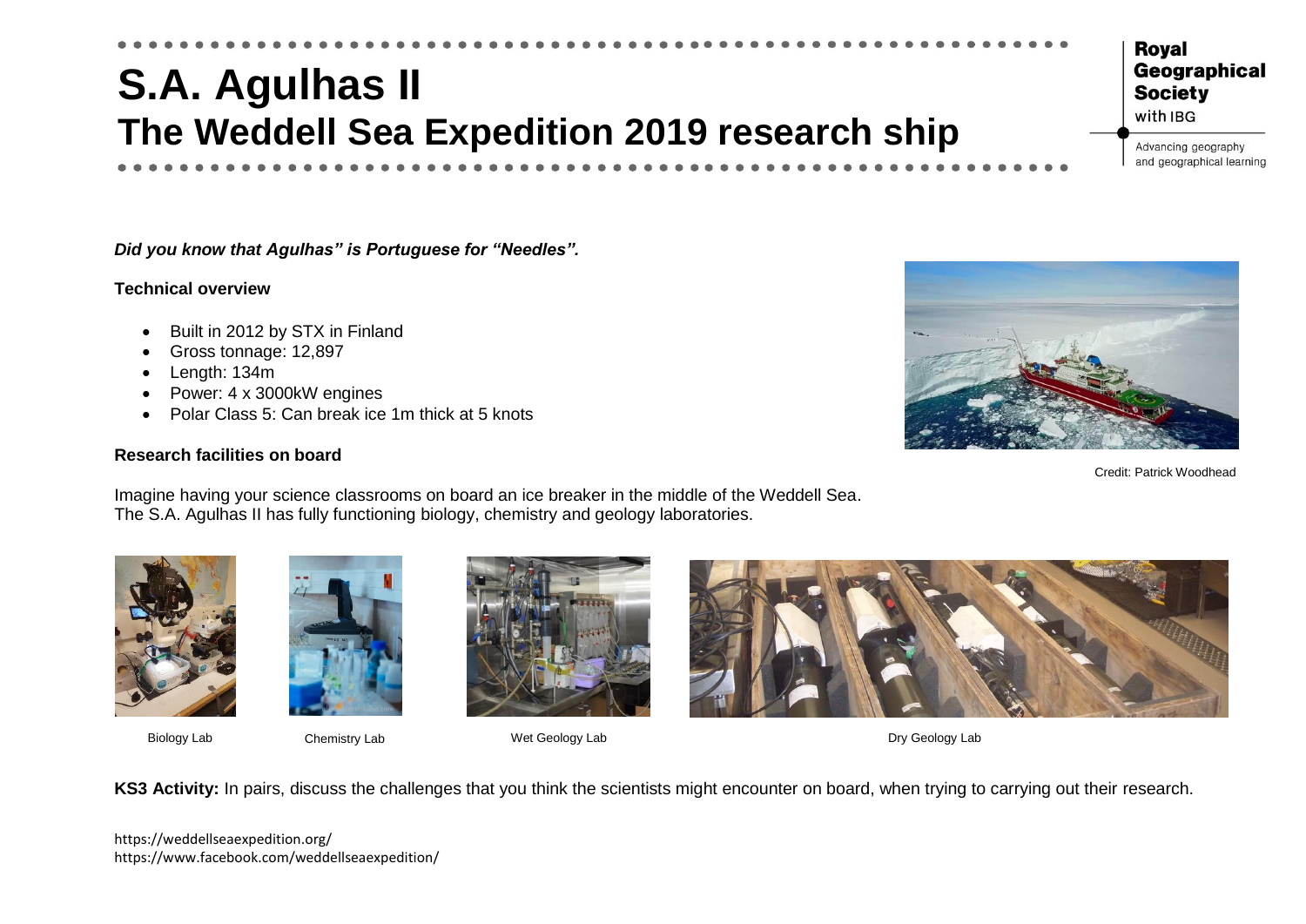# S.A. Agulhas II
# The Weddell Sea Expedition 2019 research ship

Royal Geographical Society with IBG

Advancing geography and geographical learning

***Did you know that Agulhas" is Portuguese for "Needles".***

**Technical overview**

- Built in 2012 by STX in Finland
- Gross tonnage: 12,897
- Length: 134m
- Power: 4 x 3000kW engines
- Polar Class 5: Can break ice 1m thick at 5 knots

Credit: Patrick Woodhead

**Research facilities on board**

Imagine having your science classrooms on board an ice breaker in the middle of the Weddell Sea. The S.A. Agulhas II has fully functioning biology, chemistry and geology laboratories.

Biology Lab

Chemistry Lab

Wet Geology Lab

Dry Geology Lab

**KS3 Activity:** In pairs, discuss the challenges that you think the scientists might encounter on board, when trying to carrying out their research.

https://weddellseaexpedition.org/
https://www.facebook.com/weddellseaexpedition/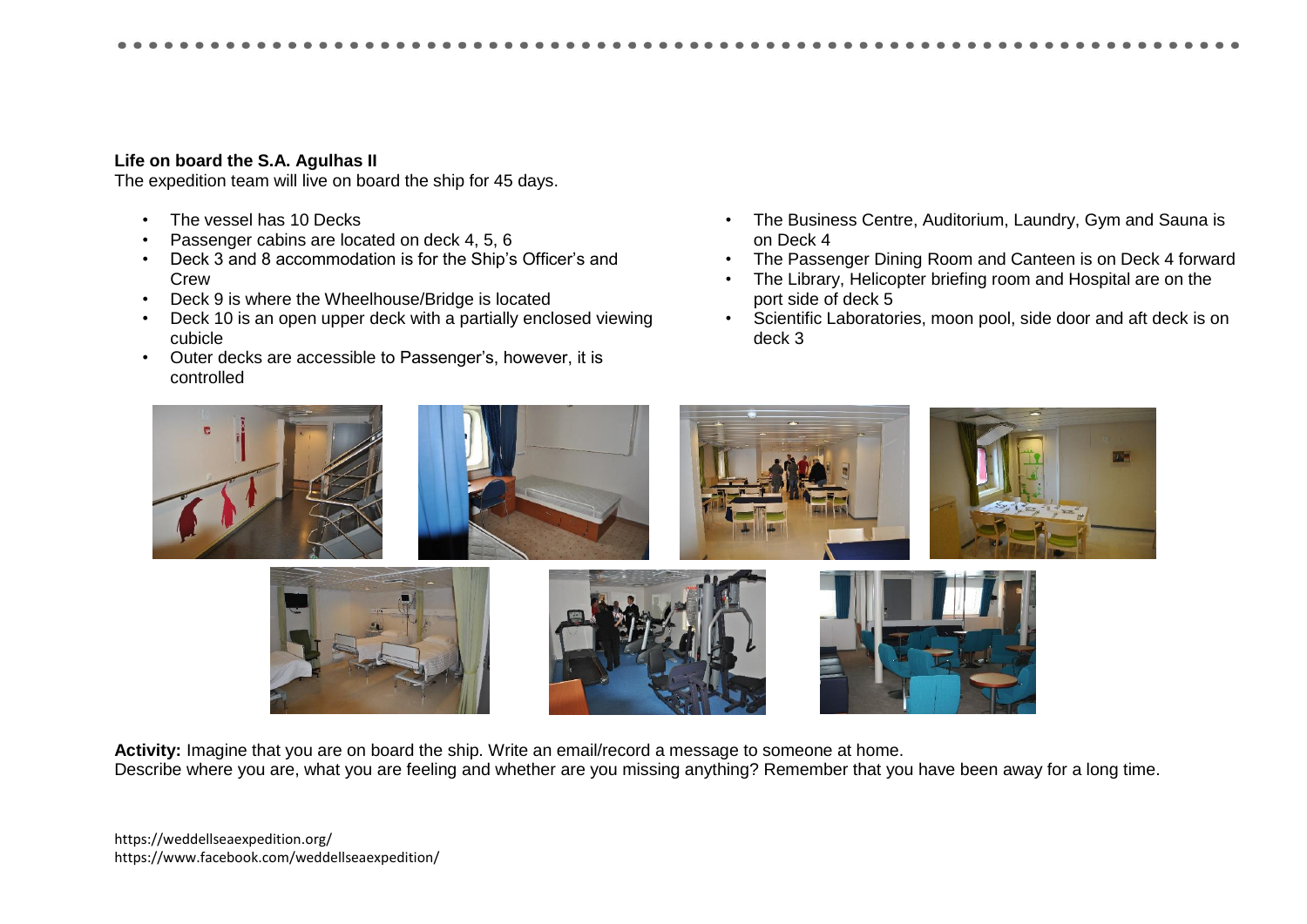**Life on board the S.A. Agulhas II**

The expedition team will live on board the ship for 45 days.

- The vessel has 10 Decks
- Passenger cabins are located on deck 4, 5, 6
- Deck 3 and 8 accommodation is for the Ship's Officer's and Crew
- Deck 9 is where the Wheelhouse/Bridge is located
- Deck 10 is an open upper deck with a partially enclosed viewing cubicle
- Outer decks are accessible to Passenger's, however, it is controlled
- The Business Centre, Auditorium, Laundry, Gym and Sauna is on Deck 4
- The Passenger Dining Room and Canteen is on Deck 4 forward
- The Library, Helicopter briefing room and Hospital are on the port side of deck 5
- Scientific Laboratories, moon pool, side door and aft deck is on deck 3

**Activity:** Imagine that you are on board the ship. Write an email/record a message to someone at home.
Describe where you are, what you are feeling and whether are you missing anything? Remember that you have been away for a long time.

https://weddellseaexpedition.org/
https://www.facebook.com/weddellseaexpedition/